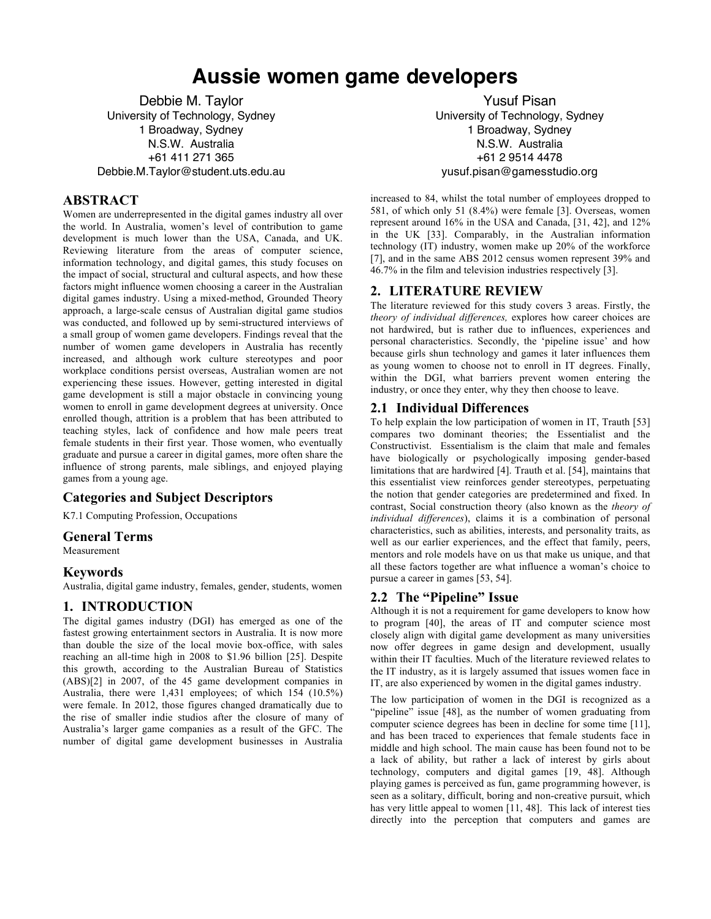# Aussie women game developers

Debbie M. Taylor
University of Technology, Sydney
1 Broadway, Sydney
N.S.W. Australia
+61 411 271 365
Debbie.M.Taylor@student.uts.edu.au

Yusuf Pisan
University of Technology, Sydney
1 Broadway, Sydney
N.S.W. Australia
+61 2 9514 4478
yusuf.pisan@gamesstudio.org

## ABSTRACT

Women are underrepresented in the digital games industry all over the world. In Australia, women's level of contribution to game development is much lower than the USA, Canada, and UK. Reviewing literature from the areas of computer science, information technology, and digital games, this study focuses on the impact of social, structural and cultural aspects, and how these factors might influence women choosing a career in the Australian digital games industry. Using a mixed-method, Grounded Theory approach, a large-scale census of Australian digital game studios was conducted, and followed up by semi-structured interviews of a small group of women game developers. Findings reveal that the number of women game developers in Australia has recently increased, and although work culture stereotypes and poor workplace conditions persist overseas, Australian women are not experiencing these issues. However, getting interested in digital game development is still a major obstacle in convincing young women to enroll in game development degrees at university. Once enrolled though, attrition is a problem that has been attributed to teaching styles, lack of confidence and how male peers treat female students in their first year. Those women, who eventually graduate and pursue a career in digital games, more often share the influence of strong parents, male siblings, and enjoyed playing games from a young age.

### Categories and Subject Descriptors

K7.1 Computing Profession, Occupations

### General Terms

Measurement

### Keywords

Australia, digital game industry, females, gender, students, women

## 1. INTRODUCTION

The digital games industry (DGI) has emerged as one of the fastest growing entertainment sectors in Australia. It is now more than double the size of the local movie box-office, with sales reaching an all-time high in 2008 to $1.96 billion [25]. Despite this growth, according to the Australian Bureau of Statistics (ABS)[2] in 2007, of the 45 game development companies in Australia, there were 1,431 employees; of which 154 (10.5%) were female. In 2012, those figures changed dramatically due to the rise of smaller indie studios after the closure of many of Australia's larger game companies as a result of the GFC. The number of digital game development businesses in Australia increased to 84, whilst the total number of employees dropped to 581, of which only 51 (8.4%) were female [3]. Overseas, women represent around 16% in the USA and Canada, [31, 42], and 12% in the UK [33]. Comparably, in the Australian information technology (IT) industry, women make up 20% of the workforce [7], and in the same ABS 2012 census women represent 39% and 46.7% in the film and television industries respectively [3].

## 2. LITERATURE REVIEW

The literature reviewed for this study covers 3 areas. Firstly, the *theory of individual differences,* explores how career choices are not hardwired, but is rather due to influences, experiences and personal characteristics. Secondly, the 'pipeline issue' and how because girls shun technology and games it later influences them as young women to choose not to enroll in IT degrees. Finally, within the DGI, what barriers prevent women entering the industry, or once they enter, why they then choose to leave.

### 2.1 Individual Differences

To help explain the low participation of women in IT, Trauth [53] compares two dominant theories; the Essentialist and the Constructivist. Essentialism is the claim that male and females have biologically or psychologically imposing gender-based limitations that are hardwired [4]. Trauth et al. [54], maintains that this essentialist view reinforces gender stereotypes, perpetuating the notion that gender categories are predetermined and fixed. In contrast, Social construction theory (also known as the *theory of individual differences*), claims it is a combination of personal characteristics, such as abilities, interests, and personality traits, as well as our earlier experiences, and the effect that family, peers, mentors and role models have on us that make us unique, and that all these factors together are what influence a woman's choice to pursue a career in games [53, 54].

### 2.2 The "Pipeline" Issue

Although it is not a requirement for game developers to know how to program [40], the areas of IT and computer science most closely align with digital game development as many universities now offer degrees in game design and development, usually within their IT faculties. Much of the literature reviewed relates to the IT industry, as it is largely assumed that issues women face in IT, are also experienced by women in the digital games industry.

The low participation of women in the DGI is recognized as a "pipeline" issue [48], as the number of women graduating from computer science degrees has been in decline for some time [11], and has been traced to experiences that female students face in middle and high school. The main cause has been found not to be a lack of ability, but rather a lack of interest by girls about technology, computers and digital games [19, 48]. Although playing games is perceived as fun, game programming however, is seen as a solitary, difficult, boring and non-creative pursuit, which has very little appeal to women [11, 48]. This lack of interest ties directly into the perception that computers and games are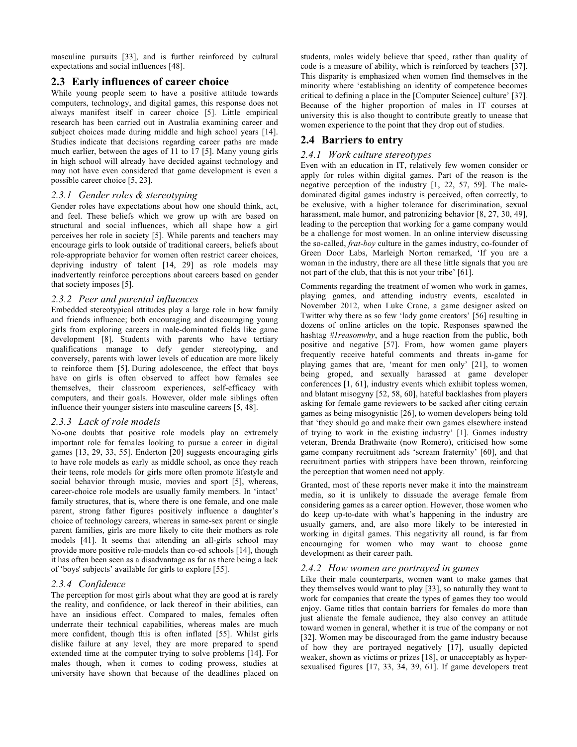masculine pursuits [33], and is further reinforced by cultural expectations and social influences [48].

## 2.3 Early influences of career choice

While young people seem to have a positive attitude towards computers, technology, and digital games, this response does not always manifest itself in career choice [5]. Little empirical research has been carried out in Australia examining career and subject choices made during middle and high school years [14]. Studies indicate that decisions regarding career paths are made much earlier, between the ages of 11 to 17 [5]. Many young girls in high school will already have decided against technology and may not have even considered that game development is even a possible career choice [5, 23].

### 2.3.1 Gender roles & stereotyping

Gender roles have expectations about how one should think, act, and feel. These beliefs which we grow up with are based on structural and social influences, which all shape how a girl perceives her role in society [5]. While parents and teachers may encourage girls to look outside of traditional careers, beliefs about role-appropriate behavior for women often restrict career choices, depriving industry of talent [14, 29] as role models may inadvertently reinforce perceptions about careers based on gender that society imposes [5].

### 2.3.2 Peer and parental influences

Embedded stereotypical attitudes play a large role in how family and friends influence; both encouraging and discouraging young girls from exploring careers in male-dominated fields like game development [8]. Students with parents who have tertiary qualifications manage to defy gender stereotyping, and conversely, parents with lower levels of education are more likely to reinforce them [5]. During adolescence, the effect that boys have on girls is often observed to affect how females see themselves, their classroom experiences, self-efficacy with computers, and their goals. However, older male siblings often influence their younger sisters into masculine careers [5, 48].

### 2.3.3 Lack of role models

No-one doubts that positive role models play an extremely important role for females looking to pursue a career in digital games [13, 29, 33, 55]. Enderton [20] suggests encouraging girls to have role models as early as middle school, as once they reach their teens, role models for girls more often promote lifestyle and social behavior through music, movies and sport [5], whereas, career-choice role models are usually family members. In 'intact' family structures, that is, where there is one female, and one male parent, strong father figures positively influence a daughter's choice of technology careers, whereas in same-sex parent or single parent families, girls are more likely to cite their mothers as role models [41]. It seems that attending an all-girls school may provide more positive role-models than co-ed schools [14], though it has often been seen as a disadvantage as far as there being a lack of 'boys' subjects' available for girls to explore [55].

### 2.3.4 Confidence

The perception for most girls about what they are good at is rarely the reality, and confidence, or lack thereof in their abilities, can have an insidious effect. Compared to males, females often underrate their technical capabilities, whereas males are much more confident, though this is often inflated [55]. Whilst girls dislike failure at any level, they are more prepared to spend extended time at the computer trying to solve problems [14]. For males though, when it comes to coding prowess, studies at university have shown that because of the deadlines placed on students, males widely believe that speed, rather than quality of code is a measure of ability, which is reinforced by teachers [37]. This disparity is emphasized when women find themselves in the minority where 'establishing an identity of competence becomes critical to defining a place in the [Computer Science] culture' [37]. Because of the higher proportion of males in IT courses at university this is also thought to contribute greatly to unease that women experience to the point that they drop out of studies.

## 2.4 Barriers to entry

### 2.4.1 Work culture stereotypes

Even with an education in IT, relatively few women consider or apply for roles within digital games. Part of the reason is the negative perception of the industry [1, 22, 57, 59]. The male-dominated digital games industry is perceived, often correctly, to be exclusive, with a higher tolerance for discrimination, sexual harassment, male humor, and patronizing behavior [8, 27, 30, 49], leading to the perception that working for a game company would be a challenge for most women. In an online interview discussing the so-called, *frat-boy* culture in the games industry, co-founder of Green Door Labs, Marleigh Norton remarked, 'If you are a woman in the industry, there are all these little signals that you are not part of the club, that this is not your tribe' [61].

Comments regarding the treatment of women who work in games, playing games, and attending industry events, escalated in November 2012, when Luke Crane, a game designer asked on Twitter why there as so few 'lady game creators' [56] resulting in dozens of online articles on the topic. Responses spawned the hashtag *#1reasonwhy*, and a huge reaction from the public, both positive and negative [57]. From, how women game players frequently receive hateful comments and threats in-game for playing games that are, 'meant for men only' [21], to women being groped, and sexually harassed at game developer conferences [1, 61], industry events which exhibit topless women, and blatant misogyny [52, 58, 60], hateful backlashes from players asking for female game reviewers to be sacked after citing certain games as being misogynistic [26], to women developers being told that 'they should go and make their own games elsewhere instead of trying to work in the existing industry' [1]. Games industry veteran, Brenda Brathwaite (now Romero), criticised how some game company recruitment ads 'scream fraternity' [60], and that recruitment parties with strippers have been thrown, reinforcing the perception that women need not apply.

Granted, most of these reports never make it into the mainstream media, so it is unlikely to dissuade the average female from considering games as a career option. However, those women who do keep up-to-date with what's happening in the industry are usually gamers, and, are also more likely to be interested in working in digital games. This negativity all round, is far from encouraging for women who may want to choose game development as their career path.

### 2.4.2 How women are portrayed in games

Like their male counterparts, women want to make games that they themselves would want to play [33], so naturally they want to work for companies that create the types of games they too would enjoy. Game titles that contain barriers for females do more than just alienate the female audience, they also convey an attitude toward women in general, whether it is true of the company or not [32]. Women may be discouraged from the game industry because of how they are portrayed negatively [17], usually depicted weaker, shown as victims or prizes [18], or unacceptably as hyper-sexualised figures [17, 33, 34, 39, 61]. If game developers treat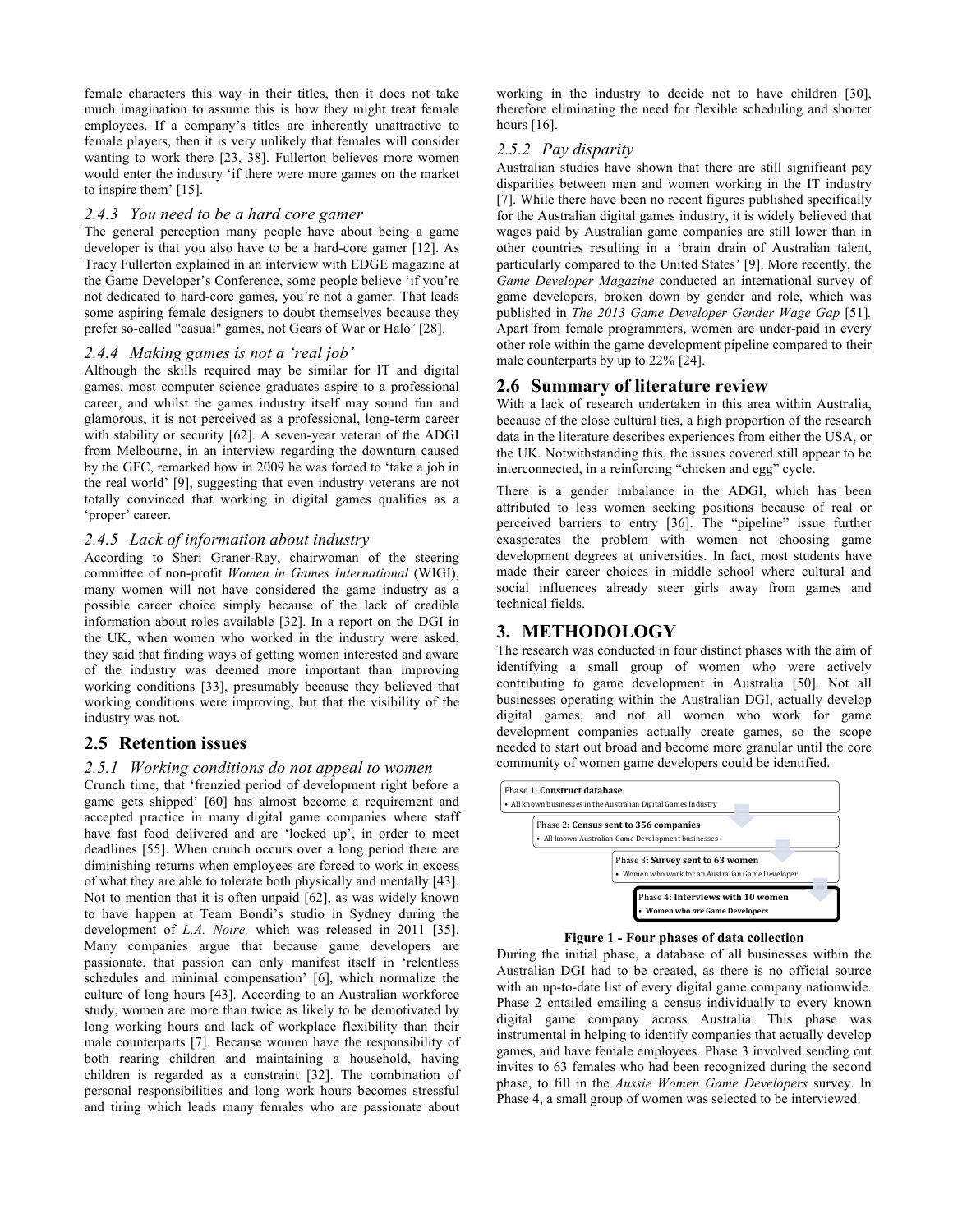female characters this way in their titles, then it does not take much imagination to assume this is how they might treat female employees. If a company's titles are inherently unattractive to female players, then it is very unlikely that females will consider wanting to work there [23, 38]. Fullerton believes more women would enter the industry 'if there were more games on the market to inspire them' [15].

### 2.4.3 You need to be a hard core gamer

The general perception many people have about being a game developer is that you also have to be a hard-core gamer [12]. As Tracy Fullerton explained in an interview with EDGE magazine at the Game Developer's Conference, some people believe 'if you're not dedicated to hard-core games, you're not a gamer. That leads some aspiring female designers to doubt themselves because they prefer so-called "casual" games, not Gears of War or Halo' [28].

### 2.4.4 Making games is not a 'real job'

Although the skills required may be similar for IT and digital games, most computer science graduates aspire to a professional career, and whilst the games industry itself may sound fun and glamorous, it is not perceived as a professional, long-term career with stability or security [62]. A seven-year veteran of the ADGI from Melbourne, in an interview regarding the downturn caused by the GFC, remarked how in 2009 he was forced to 'take a job in the real world' [9], suggesting that even industry veterans are not totally convinced that working in digital games qualifies as a 'proper' career.

### 2.4.5 Lack of information about industry

According to Sheri Graner-Ray, chairwoman of the steering committee of non-profit *Women in Games International* (WIGI), many women will not have considered the game industry as a possible career choice simply because of the lack of credible information about roles available [32]. In a report on the DGI in the UK, when women who worked in the industry were asked, they said that finding ways of getting women interested and aware of the industry was deemed more important than improving working conditions [33], presumably because they believed that working conditions were improving, but that the visibility of the industry was not.

## 2.5 Retention issues

### 2.5.1 Working conditions do not appeal to women

Crunch time, that 'frenzied period of development right before a game gets shipped' [60] has almost become a requirement and accepted practice in many digital game companies where staff have fast food delivered and are 'locked up', in order to meet deadlines [55]. When crunch occurs over a long period there are diminishing returns when employees are forced to work in excess of what they are able to tolerate both physically and mentally [43]. Not to mention that it is often unpaid [62], as was widely known to have happen at Team Bondi's studio in Sydney during the development of *L.A. Noire,* which was released in 2011 [35]. Many companies argue that because game developers are passionate, that passion can only manifest itself in 'relentless schedules and minimal compensation' [6], which normalize the culture of long hours [43]. According to an Australian workforce study, women are more than twice as likely to be demotivated by long working hours and lack of workplace flexibility than their male counterparts [7]. Because women have the responsibility of both rearing children and maintaining a household, having children is regarded as a constraint [32]. The combination of personal responsibilities and long work hours becomes stressful and tiring which leads many females who are passionate about working in the industry to decide not to have children [30], therefore eliminating the need for flexible scheduling and shorter hours [16].

### 2.5.2 Pay disparity

Australian studies have shown that there are still significant pay disparities between men and women working in the IT industry [7]. While there have been no recent figures published specifically for the Australian digital games industry, it is widely believed that wages paid by Australian game companies are still lower than in other countries resulting in a 'brain drain of Australian talent, particularly compared to the United States' [9]. More recently, the *Game Developer Magazine* conducted an international survey of game developers, broken down by gender and role, which was published in *The 2013 Game Developer Gender Wage Gap* [51]. Apart from female programmers, women are under-paid in every other role within the game development pipeline compared to their male counterparts by up to 22% [24].

## 2.6 Summary of literature review

With a lack of research undertaken in this area within Australia, because of the close cultural ties, a high proportion of the research data in the literature describes experiences from either the USA, or the UK. Notwithstanding this, the issues covered still appear to be interconnected, in a reinforcing "chicken and egg" cycle.

There is a gender imbalance in the ADGI, which has been attributed to less women seeking positions because of real or perceived barriers to entry [36]. The "pipeline" issue further exasperates the problem with women not choosing game development degrees at universities. In fact, most students have made their career choices in middle school where cultural and social influences already steer girls away from games and technical fields.

# 3. METHODOLOGY

The research was conducted in four distinct phases with the aim of identifying a small group of women who were actively contributing to game development in Australia [50]. Not all businesses operating within the Australian DGI, actually develop digital games, and not all women who work for game development companies actually create games, so the scope needed to start out broad and become more granular until the core community of women game developers could be identified.

- Phase 1: **Construct database**
  - All known businesses in the Australian Digital Games Industry
- Phase 2: **Census sent to 356 companies**
  - All known Australian Game Development businesses
- Phase 3: **Survey sent to 63 women**
  - Women who work for an Australian Game Developer
- Phase 4: **Interviews with 10 women**
  - **Women who *are* Game Developers**

**Figure 1 - Four phases of data collection**

During the initial phase, a database of all businesses within the Australian DGI had to be created, as there is no official source with an up-to-date list of every digital game company nationwide. Phase 2 entailed emailing a census individually to every known digital game company across Australia. This phase was instrumental in helping to identify companies that actually develop games, and have female employees. Phase 3 involved sending out invites to 63 females who had been recognized during the second phase, to fill in the *Aussie Women Game Developers* survey. In Phase 4, a small group of women was selected to be interviewed.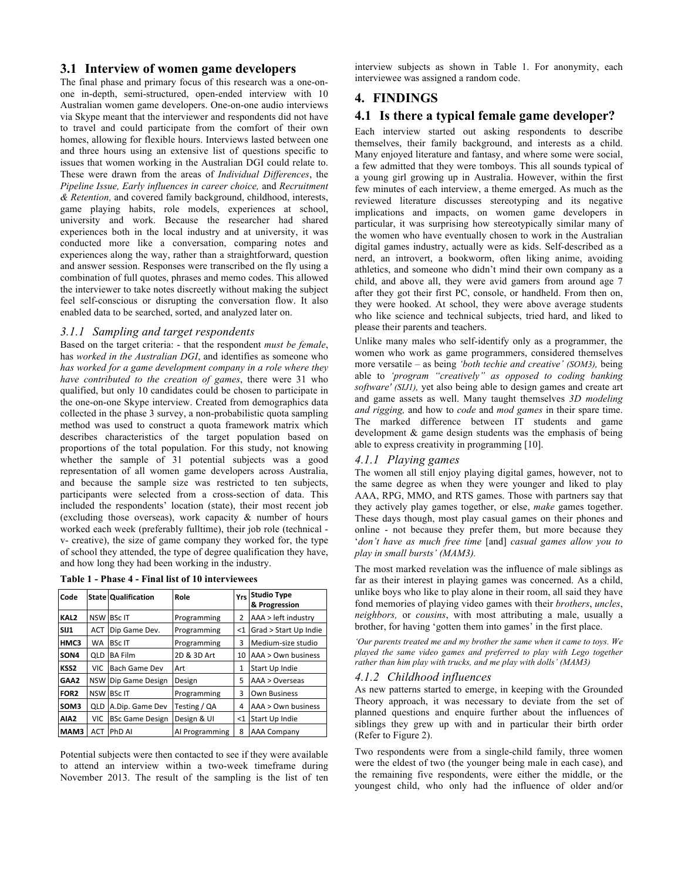## 3.1 Interview of women game developers

The final phase and primary focus of this research was a one-on-one in-depth, semi-structured, open-ended interview with 10 Australian women game developers. One-on-one audio interviews via Skype meant that the interviewer and respondents did not have to travel and could participate from the comfort of their own homes, allowing for flexible hours. Interviews lasted between one and three hours using an extensive list of questions specific to issues that women working in the Australian DGI could relate to. These were drawn from the areas of *Individual Differences*, the *Pipeline Issue, Early influences in career choice,* and *Recruitment & Retention,* and covered family background, childhood, interests, game playing habits, role models, experiences at school, university and work. Because the researcher had shared experiences both in the local industry and at university, it was conducted more like a conversation, comparing notes and experiences along the way, rather than a straightforward, question and answer session. Responses were transcribed on the fly using a combination of full quotes, phrases and memo codes. This allowed the interviewer to take notes discreetly without making the subject feel self-conscious or disrupting the conversation flow. It also enabled data to be searched, sorted, and analyzed later on.

### 3.1.1 Sampling and target respondents

Based on the target criteria: - that the respondent *must be female*, has *worked in the Australian DGI*, and identifies as someone who *has worked for a game development company in a role where they have contributed to the creation of games*, there were 31 who qualified, but only 10 candidates could be chosen to participate in the one-on-one Skype interview. Created from demographics data collected in the phase 3 survey, a non-probabilistic quota sampling method was used to construct a quota framework matrix which describes characteristics of the target population based on proportions of the total population. For this study, not knowing whether the sample of 31 potential subjects was a good representation of all women game developers across Australia, and because the sample size was restricted to ten subjects, participants were selected from a cross-section of data. This included the respondents' location (state), their most recent job (excluding those overseas), work capacity & number of hours worked each week (preferably fulltime), their job role (technical -v- creative), the size of game company they worked for, the type of school they attended, the type of degree qualification they have, and how long they had been working in the industry.

**Table 1 - Phase 4 - Final list of 10 interviewees**

| Code | State | Qualification | Role | Yrs | Studio Type & Progression |
|---|---|---|---|---|---|
| KAL2 | NSW | BSc IT | Programming | 2 | AAA > left industry |
| SIJ1 | ACT | Dip Game Dev. | Programming | <1 | Grad > Start Up Indie |
| HMC3 | WA | BSc IT | Programming | 3 | Medium-size studio |
| SON4 | QLD | BA Film | 2D & 3D Art | 10 | AAA > Own business |
| KSS2 | VIC | Bach Game Dev | Art | 1 | Start Up Indie |
| GAA2 | NSW | Dip Game Design | Design | 5 | AAA > Overseas |
| FOR2 | NSW | BSc IT | Programming | 3 | Own Business |
| SOM3 | QLD | A.Dip. Game Dev | Testing / QA | 4 | AAA > Own business |
| AIA2 | VIC | BSc Game Design | Design & UI | <1 | Start Up Indie |
| MAM3 | ACT | PhD AI | AI Programming | 8 | AAA Company |

Potential subjects were then contacted to see if they were available to attend an interview within a two-week timeframe during November 2013. The result of the sampling is the list of ten interview subjects as shown in Table 1. For anonymity, each interviewee was assigned a random code.

# 4. FINDINGS

## 4.1 Is there a typical female game developer?

Each interview started out asking respondents to describe themselves, their family background, and interests as a child. Many enjoyed literature and fantasy, and where some were social, a few admitted that they were tomboys. This all sounds typical of a young girl growing up in Australia. However, within the first few minutes of each interview, a theme emerged. As much as the reviewed literature discusses stereotyping and its negative implications and impacts, on women game developers in particular, it was surprising how stereotypically similar many of the women who have eventually chosen to work in the Australian digital games industry, actually were as kids. Self-described as a nerd, an introvert, a bookworm, often liking anime, avoiding athletics, and someone who didn't mind their own company as a child, and above all, they were avid gamers from around age 7 after they got their first PC, console, or handheld. From then on, they were hooked. At school, they were above average students who like science and technical subjects, tried hard, and liked to please their parents and teachers.

Unlike many males who self-identify only as a programmer, the women who work as game programmers, considered themselves more versatile – as being *'both techie and creative' (SOM3),* being able to *'program "creatively" as opposed to coding banking software' (SIJ1),* yet also being able to design games and create art and game assets as well. Many taught themselves *3D modeling and rigging,* and how to *code* and *mod games* in their spare time. The marked difference between IT students and game development & game design students was the emphasis of being able to express creativity in programming [10].

### 4.1.1 Playing games

The women all still enjoy playing digital games, however, not to the same degree as when they were younger and liked to play AAA, RPG, MMO, and RTS games. Those with partners say that they actively play games together, or else, *make* games together. These days though, most play casual games on their phones and online - not because they prefer them, but more because they '*don't have as much free time* [and] *casual games allow you to play in small bursts' (MAM3).*

The most marked revelation was the influence of male siblings as far as their interest in playing games was concerned. As a child, unlike boys who like to play alone in their room, all said they have fond memories of playing video games with their *brothers*, *uncles*, *neighbors,* or *cousins*, with most attributing a male, usually a brother, for having 'gotten them into games' in the first place.

*'Our parents treated me and my brother the same when it came to toys. We played the same video games and preferred to play with Lego together rather than him play with trucks, and me play with dolls' (MAM3)*

### 4.1.2 Childhood influences

As new patterns started to emerge, in keeping with the Grounded Theory approach, it was necessary to deviate from the set of planned questions and enquire further about the influences of siblings they grew up with and in particular their birth order (Refer to Figure 2).

Two respondents were from a single-child family, three women were the eldest of two (the younger being male in each case), and the remaining five respondents, were either the middle, or the youngest child, who only had the influence of older and/or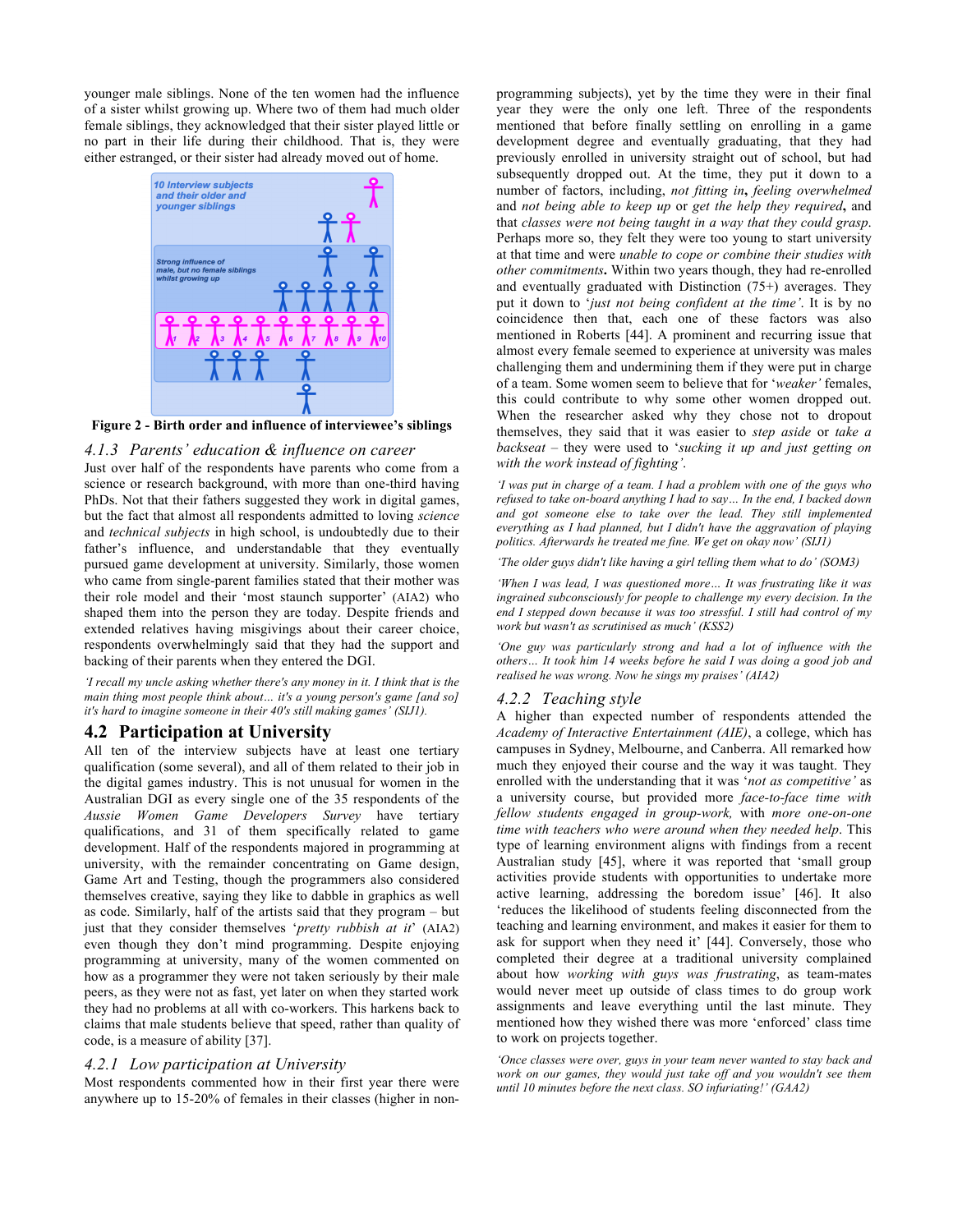younger male siblings. None of the ten women had the influence of a sister whilst growing up. Where two of them had much older female siblings, they acknowledged that their sister played little or no part in their life during their childhood. That is, they were either estranged, or their sister had already moved out of home.

**Figure 2 - Birth order and influence of interviewee's siblings**

### 4.1.3 Parents' education & influence on career

Just over half of the respondents have parents who come from a science or research background, with more than one-third having PhDs. Not that their fathers suggested they work in digital games, but the fact that almost all respondents admitted to loving *science* and *technical subjects* in high school, is undoubtedly due to their father's influence, and understandable that they eventually pursued game development at university. Similarly, those women who came from single-parent families stated that their mother was their role model and their 'most staunch supporter' (AIA2) who shaped them into the person they are today. Despite friends and extended relatives having misgivings about their career choice, respondents overwhelmingly said that they had the support and backing of their parents when they entered the DGI.

*'I recall my uncle asking whether there's any money in it. I think that is the main thing most people think about… it's a young person's game [and so] it's hard to imagine someone in their 40's still making games' (SIJ1).*

## 4.2 Participation at University

All ten of the interview subjects have at least one tertiary qualification (some several), and all of them related to their job in the digital games industry. This is not unusual for women in the Australian DGI as every single one of the 35 respondents of the *Aussie Women Game Developers Survey* have tertiary qualifications, and 31 of them specifically related to game development. Half of the respondents majored in programming at university, with the remainder concentrating on Game design, Game Art and Testing, though the programmers also considered themselves creative, saying they like to dabble in graphics as well as code. Similarly, half of the artists said that they program – but just that they consider themselves '*pretty rubbish at it*' (AIA2) even though they don't mind programming. Despite enjoying programming at university, many of the women commented on how as a programmer they were not taken seriously by their male peers, as they were not as fast, yet later on when they started work they had no problems at all with co-workers. This harkens back to claims that male students believe that speed, rather than quality of code, is a measure of ability [37].

### 4.2.1 Low participation at University

Most respondents commented how in their first year there were anywhere up to 15-20% of females in their classes (higher in non-programming subjects), yet by the time they were in their final year they were the only one left. Three of the respondents mentioned that before finally settling on enrolling in a game development degree and eventually graduating, that they had previously enrolled in university straight out of school, but had subsequently dropped out. At the time, they put it down to a number of factors, including, *not fitting in***,** *feeling overwhelmed* and *not being able to keep up* or *get the help they required*, and that *classes were not being taught in a way that they could grasp*. Perhaps more so, they felt they were too young to start university at that time and were *unable to cope or combine their studies with other commitments***.** Within two years though, they had re-enrolled and eventually graduated with Distinction (75+) averages. They put it down to '*just not being confident at the time'*. It is by no coincidence then that, each one of these factors was also mentioned in Roberts [44]. A prominent and recurring issue that almost every female seemed to experience at university was males challenging them and undermining them if they were put in charge of a team. Some women seem to believe that for '*weaker'* females, this could contribute to why some other women dropped out. When the researcher asked why they chose not to dropout themselves, they said that it was easier to *step aside* or *take a backseat* – they were used to '*sucking it up and just getting on with the work instead of fighting'*.

*'I was put in charge of a team. I had a problem with one of the guys who refused to take on-board anything I had to say… In the end, I backed down and got someone else to take over the lead. They still implemented everything as I had planned, but I didn't have the aggravation of playing politics. Afterwards he treated me fine. We get on okay now' (SIJ1)*

*'The older guys didn't like having a girl telling them what to do' (SOM3)*

*'When I was lead, I was questioned more… It was frustrating like it was ingrained subconsciously for people to challenge my every decision. In the end I stepped down because it was too stressful. I still had control of my work but wasn't as scrutinised as much' (KSS2)*

*'One guy was particularly strong and had a lot of influence with the others… It took him 14 weeks before he said I was doing a good job and realised he was wrong. Now he sings my praises' (AIA2)*

### 4.2.2 Teaching style

A higher than expected number of respondents attended the *Academy of Interactive Entertainment (AIE)*, a college, which has campuses in Sydney, Melbourne, and Canberra. All remarked how much they enjoyed their course and the way it was taught. They enrolled with the understanding that it was '*not as competitive'* as a university course, but provided more *face-to-face time with fellow students engaged in group-work,* with *more one-on-one time with teachers who were around when they needed help*. This type of learning environment aligns with findings from a recent Australian study [45], where it was reported that 'small group activities provide students with opportunities to undertake more active learning, addressing the boredom issue' [46]. It also 'reduces the likelihood of students feeling disconnected from the teaching and learning environment, and makes it easier for them to ask for support when they need it' [44]. Conversely, those who completed their degree at a traditional university complained about how *working with guys was frustrating*, as team-mates would never meet up outside of class times to do group work assignments and leave everything until the last minute. They mentioned how they wished there was more 'enforced' class time to work on projects together.

*'Once classes were over, guys in your team never wanted to stay back and work on our games, they would just take off and you wouldn't see them until 10 minutes before the next class. SO infuriating!' (GAA2)*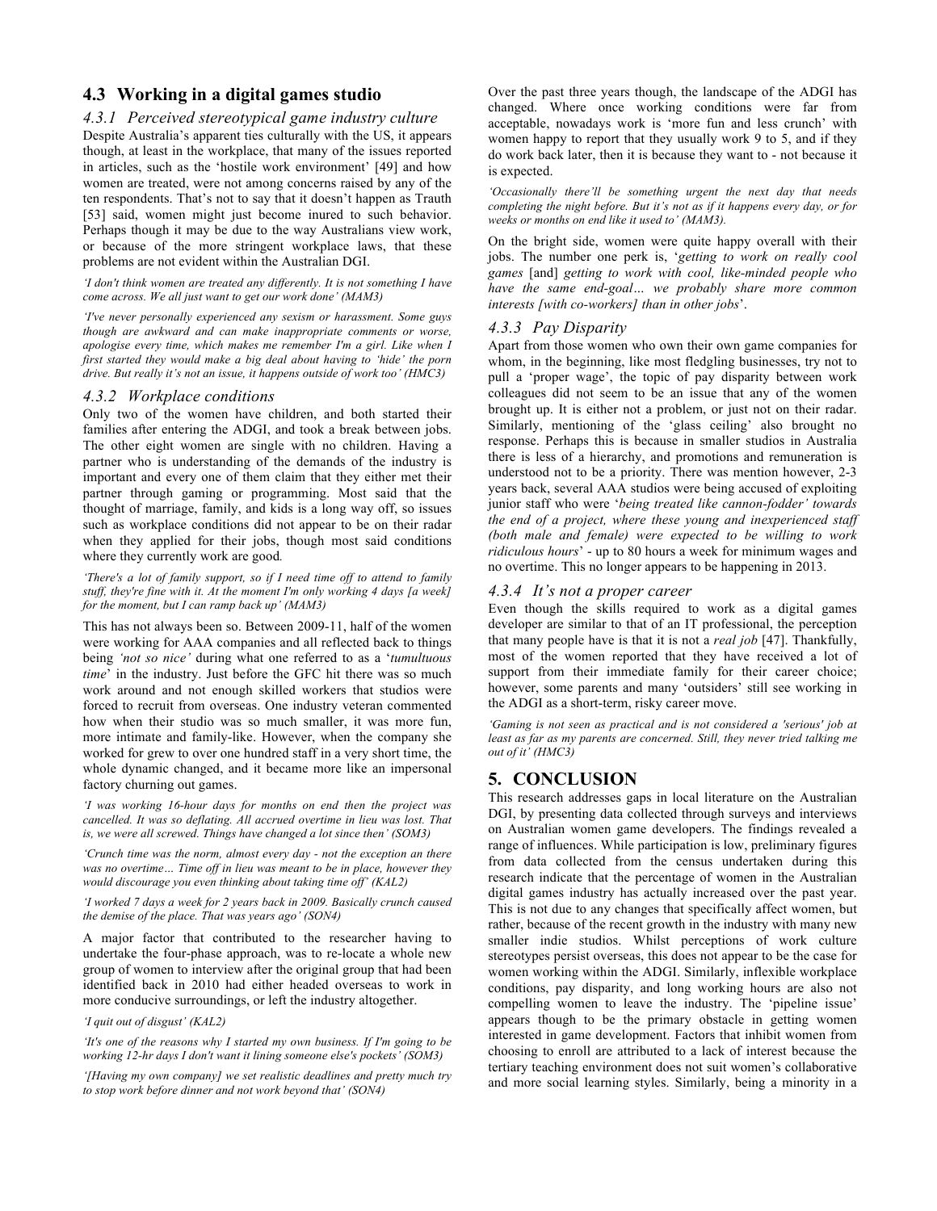## 4.3 Working in a digital games studio

### 4.3.1 Perceived stereotypical game industry culture

Despite Australia's apparent ties culturally with the US, it appears though, at least in the workplace, that many of the issues reported in articles, such as the 'hostile work environment' [49] and how women are treated, were not among concerns raised by any of the ten respondents. That's not to say that it doesn't happen as Trauth [53] said, women might just become inured to such behavior. Perhaps though it may be due to the way Australians view work, or because of the more stringent workplace laws, that these problems are not evident within the Australian DGI.

*'I don't think women are treated any differently. It is not something I have come across. We all just want to get our work done' (MAM3)*

*'I've never personally experienced any sexism or harassment. Some guys though are awkward and can make inappropriate comments or worse, apologise every time, which makes me remember I'm a girl. Like when I first started they would make a big deal about having to 'hide' the porn drive. But really it's not an issue, it happens outside of work too' (HMC3)*

### 4.3.2 Workplace conditions

Only two of the women have children, and both started their families after entering the ADGI, and took a break between jobs. The other eight women are single with no children. Having a partner who is understanding of the demands of the industry is important and every one of them claim that they either met their partner through gaming or programming. Most said that the thought of marriage, family, and kids is a long way off, so issues such as workplace conditions did not appear to be on their radar when they applied for their jobs, though most said conditions where they currently work are good.

*'There's a lot of family support, so if I need time off to attend to family stuff, they're fine with it. At the moment I'm only working 4 days [a week] for the moment, but I can ramp back up' (MAM3)*

This has not always been so. Between 2009-11, half of the women were working for AAA companies and all reflected back to things being *'not so nice'* during what one referred to as a '*tumultuous time*' in the industry. Just before the GFC hit there was so much work around and not enough skilled workers that studios were forced to recruit from overseas. One industry veteran commented how when their studio was so much smaller, it was more fun, more intimate and family-like. However, when the company she worked for grew to over one hundred staff in a very short time, the whole dynamic changed, and it became more like an impersonal factory churning out games.

*'I was working 16-hour days for months on end then the project was cancelled. It was so deflating. All accrued overtime in lieu was lost. That is, we were all screwed. Things have changed a lot since then' (SOM3)*

*'Crunch time was the norm, almost every day - not the exception an there was no overtime… Time off in lieu was meant to be in place, however they would discourage you even thinking about taking time off' (KAL2)*

*'I worked 7 days a week for 2 years back in 2009. Basically crunch caused the demise of the place. That was years ago' (SON4)*

A major factor that contributed to the researcher having to undertake the four-phase approach, was to re-locate a whole new group of women to interview after the original group that had been identified back in 2010 had either headed overseas to work in more conducive surroundings, or left the industry altogether.

*'I quit out of disgust' (KAL2)*

*'It's one of the reasons why I started my own business. If I'm going to be working 12-hr days I don't want it lining someone else's pockets' (SOM3)*

*'[Having my own company] we set realistic deadlines and pretty much try to stop work before dinner and not work beyond that' (SON4)*

Over the past three years though, the landscape of the ADGI has changed. Where once working conditions were far from acceptable, nowadays work is 'more fun and less crunch' with women happy to report that they usually work 9 to 5, and if they do work back later, then it is because they want to - not because it is expected.

*'Occasionally there'll be something urgent the next day that needs completing the night before. But it's not as if it happens every day, or for weeks or months on end like it used to' (MAM3).*

On the bright side, women were quite happy overall with their jobs. The number one perk is, '*getting to work on really cool games* [and] *getting to work with cool, like-minded people who have the same end-goal… we probably share more common interests [with co-workers] than in other jobs*'.

### 4.3.3 Pay Disparity

Apart from those women who own their own game companies for whom, in the beginning, like most fledgling businesses, try not to pull a 'proper wage', the topic of pay disparity between work colleagues did not seem to be an issue that any of the women brought up. It is either not a problem, or just not on their radar. Similarly, mentioning of the 'glass ceiling' also brought no response. Perhaps this is because in smaller studios in Australia there is less of a hierarchy, and promotions and remuneration is understood not to be a priority. There was mention however, 2-3 years back, several AAA studios were being accused of exploiting junior staff who were '*being treated like cannon-fodder' towards the end of a project, where these young and inexperienced staff (both male and female) were expected to be willing to work ridiculous hours*' - up to 80 hours a week for minimum wages and no overtime. This no longer appears to be happening in 2013.

### 4.3.4 It's not a proper career

Even though the skills required to work as a digital games developer are similar to that of an IT professional, the perception that many people have is that it is not a *real job* [47]. Thankfully, most of the women reported that they have received a lot of support from their immediate family for their career choice; however, some parents and many 'outsiders' still see working in the ADGI as a short-term, risky career move.

*'Gaming is not seen as practical and is not considered a 'serious' job at least as far as my parents are concerned. Still, they never tried talking me out of it' (HMC3)*

# 5. CONCLUSION

This research addresses gaps in local literature on the Australian DGI, by presenting data collected through surveys and interviews on Australian women game developers. The findings revealed a range of influences. While participation is low, preliminary figures from data collected from the census undertaken during this research indicate that the percentage of women in the Australian digital games industry has actually increased over the past year. This is not due to any changes that specifically affect women, but rather, because of the recent growth in the industry with many new smaller indie studios. Whilst perceptions of work culture stereotypes persist overseas, this does not appear to be the case for women working within the ADGI. Similarly, inflexible workplace conditions, pay disparity, and long working hours are also not compelling women to leave the industry. The 'pipeline issue' appears though to be the primary obstacle in getting women interested in game development. Factors that inhibit women from choosing to enroll are attributed to a lack of interest because the tertiary teaching environment does not suit women's collaborative and more social learning styles. Similarly, being a minority in a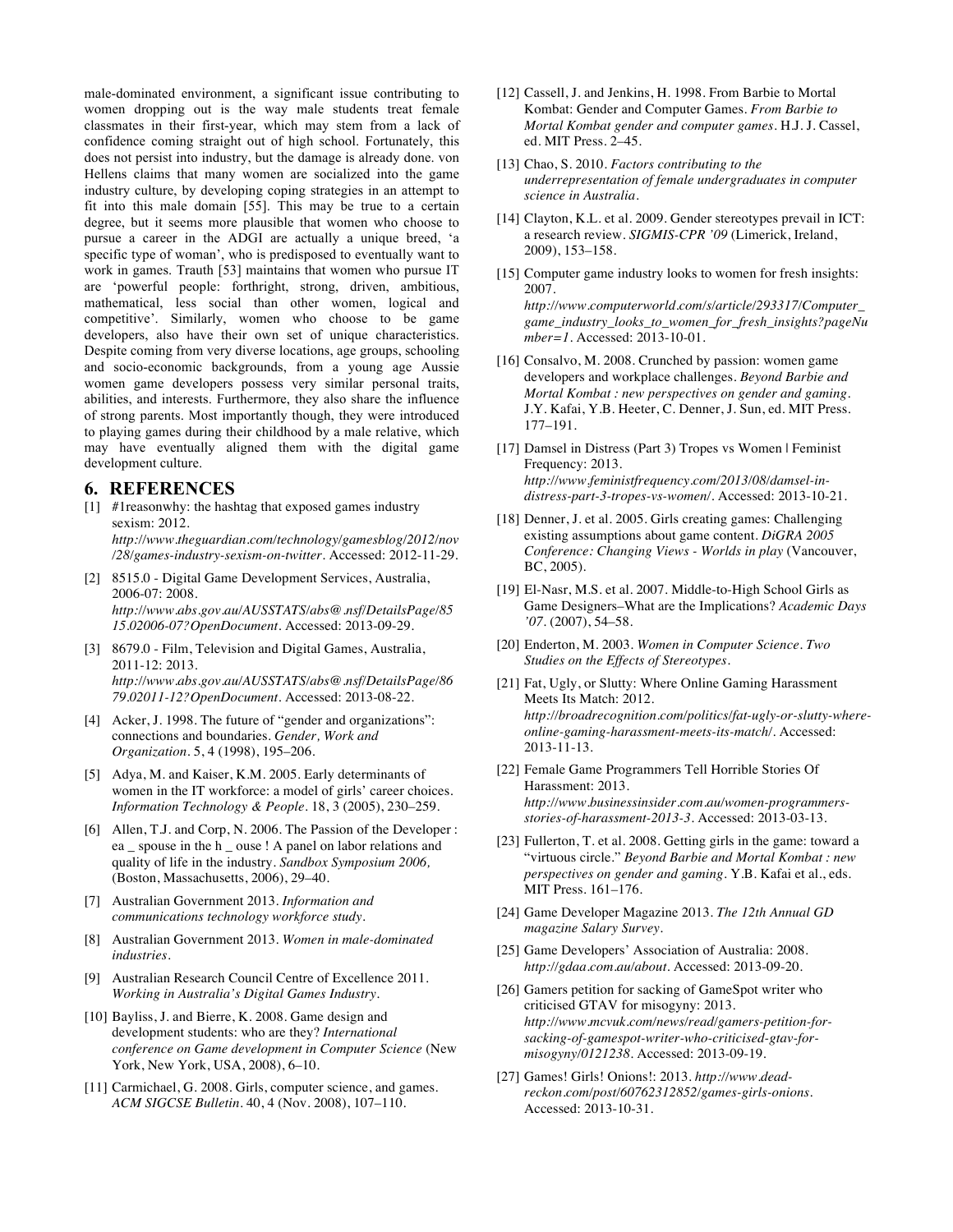male-dominated environment, a significant issue contributing to women dropping out is the way male students treat female classmates in their first-year, which may stem from a lack of confidence coming straight out of high school. Fortunately, this does not persist into industry, but the damage is already done. von Hellens claims that many women are socialized into the game industry culture, by developing coping strategies in an attempt to fit into this male domain [55]. This may be true to a certain degree, but it seems more plausible that women who choose to pursue a career in the ADGI are actually a unique breed, 'a specific type of woman', who is predisposed to eventually want to work in games. Trauth [53] maintains that women who pursue IT are 'powerful people: forthright, strong, driven, ambitious, mathematical, less social than other women, logical and competitive'. Similarly, women who choose to be game developers, also have their own set of unique characteristics. Despite coming from very diverse locations, age groups, schooling and socio-economic backgrounds, from a young age Aussie women game developers possess very similar personal traits, abilities, and interests. Furthermore, they also share the influence of strong parents. Most importantly though, they were introduced to playing games during their childhood by a male relative, which may have eventually aligned them with the digital game development culture.

## 6. REFERENCES

[1] #1reasonwhy: the hashtag that exposed games industry sexism: 2012. *http://www.theguardian.com/technology/gamesblog/2012/nov/28/games-industry-sexism-on-twitter*. Accessed: 2012-11-29.

[2] 8515.0 - Digital Game Development Services, Australia, 2006-07: 2008. *http://www.abs.gov.au/AUSSTATS/abs@.nsf/DetailsPage/8515.02006-07?OpenDocument*. Accessed: 2013-09-29.

[3] 8679.0 - Film, Television and Digital Games, Australia, 2011-12: 2013. *http://www.abs.gov.au/AUSSTATS/abs@.nsf/DetailsPage/8679.02011-12?OpenDocument*. Accessed: 2013-08-22.

[4] Acker, J. 1998. The future of "gender and organizations": connections and boundaries. *Gender, Work and Organization*. 5, 4 (1998), 195–206.

[5] Adya, M. and Kaiser, K.M. 2005. Early determinants of women in the IT workforce: a model of girls' career choices. *Information Technology & People*. 18, 3 (2005), 230–259.

[6] Allen, T.J. and Corp, N. 2006. The Passion of the Developer : ea _ spouse in the h _ ouse ! A panel on labor relations and quality of life in the industry. *Sandbox Symposium 2006,* (Boston, Massachusetts, 2006), 29–40.

[7] Australian Government 2013. *Information and communications technology workforce study*.

[8] Australian Government 2013. *Women in male-dominated industries*.

[9] Australian Research Council Centre of Excellence 2011. *Working in Australia's Digital Games Industry*.

[10] Bayliss, J. and Bierre, K. 2008. Game design and development students: who are they? *International conference on Game development in Computer Science* (New York, New York, USA, 2008), 6–10.

[11] Carmichael, G. 2008. Girls, computer science, and games. *ACM SIGCSE Bulletin*. 40, 4 (Nov. 2008), 107–110.

[12] Cassell, J. and Jenkins, H. 1998. From Barbie to Mortal Kombat: Gender and Computer Games. *From Barbie to Mortal Kombat gender and computer games*. H.J. J. Cassel, ed. MIT Press. 2–45.

[13] Chao, S. 2010. *Factors contributing to the underrepresentation of female undergraduates in computer science in Australia*.

[14] Clayton, K.L. et al. 2009. Gender stereotypes prevail in ICT: a research review. *SIGMIS-CPR '09* (Limerick, Ireland, 2009), 153–158.

[15] Computer game industry looks to women for fresh insights: 2007. *http://www.computerworld.com/s/article/293317/Computer_game_industry_looks_to_women_for_fresh_insights?pageNumber=1*. Accessed: 2013-10-01.

[16] Consalvo, M. 2008. Crunched by passion: women game developers and workplace challenges. *Beyond Barbie and Mortal Kombat : new perspectives on gender and gaming*. J.Y. Kafai, Y.B. Heeter, C. Denner, J. Sun, ed. MIT Press. 177–191.

[17] Damsel in Distress (Part 3) Tropes vs Women | Feminist Frequency: 2013. *http://www.feministfrequency.com/2013/08/damsel-in-distress-part-3-tropes-vs-women/*. Accessed: 2013-10-21.

[18] Denner, J. et al. 2005. Girls creating games: Challenging existing assumptions about game content. *DiGRA 2005 Conference: Changing Views - Worlds in play* (Vancouver, BC, 2005).

[19] El-Nasr, M.S. et al. 2007. Middle-to-High School Girls as Game Designers–What are the Implications? *Academic Days '07*. (2007), 54–58.

[20] Enderton, M. 2003. *Women in Computer Science. Two Studies on the Effects of Stereotypes*.

[21] Fat, Ugly, or Slutty: Where Online Gaming Harassment Meets Its Match: 2012. *http://broadrecognition.com/politics/fat-ugly-or-slutty-where-online-gaming-harassment-meets-its-match/*. Accessed: 2013-11-13.

[22] Female Game Programmers Tell Horrible Stories Of Harassment: 2013. *http://www.businessinsider.com.au/women-programmers-stories-of-harassment-2013-3*. Accessed: 2013-03-13.

[23] Fullerton, T. et al. 2008. Getting girls in the game: toward a "virtuous circle." *Beyond Barbie and Mortal Kombat : new perspectives on gender and gaming*. Y.B. Kafai et al., eds. MIT Press. 161–176.

[24] Game Developer Magazine 2013. *The 12th Annual GD magazine Salary Survey*.

[25] Game Developers' Association of Australia: 2008. *http://gdaa.com.au/about*. Accessed: 2013-09-20.

[26] Gamers petition for sacking of GameSpot writer who criticised GTAV for misogyny: 2013. *http://www.mcvuk.com/news/read/gamers-petition-for-sacking-of-gamespot-writer-who-criticised-gtav-for-misogyny/0121238*. Accessed: 2013-09-19.

[27] Games! Girls! Onions!: 2013. *http://www.dead-reckon.com/post/60762312852/games-girls-onions*. Accessed: 2013-10-31.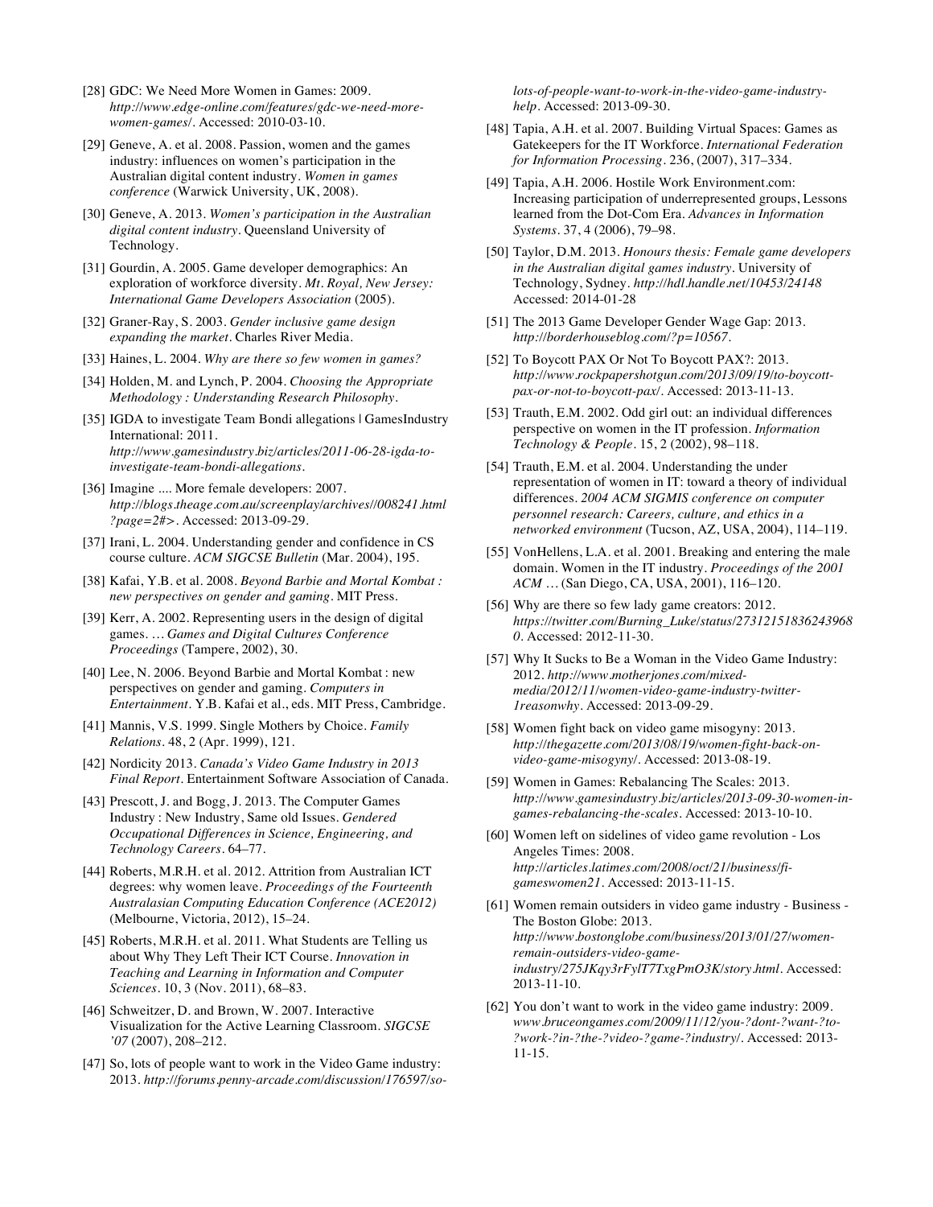[28] GDC: We Need More Women in Games: 2009. *http://www.edge-online.com/features/gdc-we-need-more-women-games/*. Accessed: 2010-03-10.

[29] Geneve, A. et al. 2008. Passion, women and the games industry: influences on women's participation in the Australian digital content industry. *Women in games conference* (Warwick University, UK, 2008).

[30] Geneve, A. 2013. *Women's participation in the Australian digital content industry*. Queensland University of Technology.

[31] Gourdin, A. 2005. Game developer demographics: An exploration of workforce diversity. *Mt. Royal, New Jersey: International Game Developers Association* (2005).

[32] Graner-Ray, S. 2003. *Gender inclusive game design expanding the market*. Charles River Media.

[33] Haines, L. 2004. *Why are there so few women in games?*

[34] Holden, M. and Lynch, P. 2004. *Choosing the Appropriate Methodology : Understanding Research Philosophy*.

[35] IGDA to investigate Team Bondi allegations | GamesIndustry International: 2011. *http://www.gamesindustry.biz/articles/2011-06-28-igda-to-investigate-team-bondi-allegations*.

[36] Imagine .... More female developers: 2007. *http://blogs.theage.com.au/screenplay/archives//008241.html?page=2#>*. Accessed: 2013-09-29.

[37] Irani, L. 2004. Understanding gender and confidence in CS course culture. *ACM SIGCSE Bulletin* (Mar. 2004), 195.

[38] Kafai, Y.B. et al. 2008. *Beyond Barbie and Mortal Kombat : new perspectives on gender and gaming*. MIT Press.

[39] Kerr, A. 2002. Representing users in the design of digital games. *... Games and Digital Cultures Conference Proceedings* (Tampere, 2002), 30.

[40] Lee, N. 2006. Beyond Barbie and Mortal Kombat : new perspectives on gender and gaming. *Computers in Entertainment*. Y.B. Kafai et al., eds. MIT Press, Cambridge.

[41] Mannis, V.S. 1999. Single Mothers by Choice. *Family Relations*. 48, 2 (Apr. 1999), 121.

[42] Nordicity 2013. *Canada's Video Game Industry in 2013 Final Report*. Entertainment Software Association of Canada.

[43] Prescott, J. and Bogg, J. 2013. The Computer Games Industry : New Industry, Same old Issues. *Gendered Occupational Differences in Science, Engineering, and Technology Careers*. 64–77.

[44] Roberts, M.R.H. et al. 2012. Attrition from Australian ICT degrees: why women leave. *Proceedings of the Fourteenth Australasian Computing Education Conference (ACE2012)* (Melbourne, Victoria, 2012), 15–24.

[45] Roberts, M.R.H. et al. 2011. What Students are Telling us about Why They Left Their ICT Course. *Innovation in Teaching and Learning in Information and Computer Sciences*. 10, 3 (Nov. 2011), 68–83.

[46] Schweitzer, D. and Brown, W. 2007. Interactive Visualization for the Active Learning Classroom. *SIGCSE '07* (2007), 208–212.

[47] So, lots of people want to work in the Video Game industry: 2013. *http://forums.penny-arcade.com/discussion/176597/so-lots-of-people-want-to-work-in-the-video-game-industry-help*. Accessed: 2013-09-30.

[48] Tapia, A.H. et al. 2007. Building Virtual Spaces: Games as Gatekeepers for the IT Workforce. *International Federation for Information Processing*. 236, (2007), 317–334.

[49] Tapia, A.H. 2006. Hostile Work Environment.com: Increasing participation of underrepresented groups, Lessons learned from the Dot-Com Era. *Advances in Information Systems*. 37, 4 (2006), 79–98.

[50] Taylor, D.M. 2013. *Honours thesis: Female game developers in the Australian digital games industry*. University of Technology, Sydney. *http://hdl.handle.net/10453/24148* Accessed: 2014-01-28

[51] The 2013 Game Developer Gender Wage Gap: 2013. *http://borderhouseblog.com/?p=10567*.

[52] To Boycott PAX Or Not To Boycott PAX?: 2013. *http://www.rockpapershotgun.com/2013/09/19/to-boycott-pax-or-not-to-boycott-pax/*. Accessed: 2013-11-13.

[53] Trauth, E.M. 2002. Odd girl out: an individual differences perspective on women in the IT profession. *Information Technology & People*. 15, 2 (2002), 98–118.

[54] Trauth, E.M. et al. 2004. Understanding the under representation of women in IT: toward a theory of individual differences. *2004 ACM SIGMIS conference on computer personnel research: Careers, culture, and ethics in a networked environment* (Tucson, AZ, USA, 2004), 114–119.

[55] VonHellens, L.A. et al. 2001. Breaking and entering the male domain. Women in the IT industry. *Proceedings of the 2001 ACM ...* (San Diego, CA, USA, 2001), 116–120.

[56] Why are there so few lady game creators: 2012. *https://twitter.com/Burning_Luke/status/273121518362439680*. Accessed: 2012-11-30.

[57] Why It Sucks to Be a Woman in the Video Game Industry: 2012. *http://www.motherjones.com/mixed-media/2012/11/women-video-game-industry-twitter-1reasonwhy*. Accessed: 2013-09-29.

[58] Women fight back on video game misogyny: 2013. *http://thegazette.com/2013/08/19/women-fight-back-on-video-game-misogyny/*. Accessed: 2013-08-19.

[59] Women in Games: Rebalancing The Scales: 2013. *http://www.gamesindustry.biz/articles/2013-09-30-women-in-games-rebalancing-the-scales*. Accessed: 2013-10-10.

[60] Women left on sidelines of video game revolution - Los Angeles Times: 2008. *http://articles.latimes.com/2008/oct/21/business/fi-gameswomen21*. Accessed: 2013-11-15.

[61] Women remain outsiders in video game industry - Business - The Boston Globe: 2013. *http://www.bostonglobe.com/business/2013/01/27/women-remain-outsiders-video-game-industry/275JKqy3rFylT7TxgPmO3K/story.html*. Accessed: 2013-11-10.

[62] You don't want to work in the video game industry: 2009. *www.bruceongames.com/2009/11/12/you-?dont-?want-?to-?work-?in-?the-?video-?game-?industry/*. Accessed: 2013-11-15.